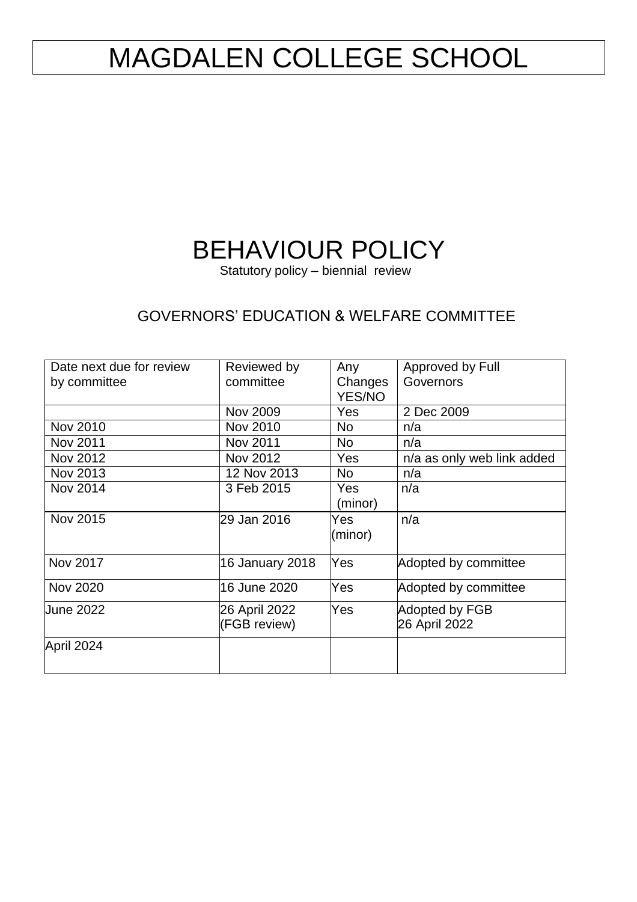# MAGDALEN COLLEGE SCHOOL

# BEHAVIOUR POLICY

Statutory policy – biennial review

## GOVERNORS' EDUCATION & WELFARE COMMITTEE

| Date next due for review by committee | Reviewed by committee | Any Changes YES/NO | Approved by Full Governors |
|---|---|---|---|
| | Nov 2009 | Yes | 2 Dec 2009 |
| Nov 2010 | Nov 2010 | No | n/a |
| Nov 2011 | Nov 2011 | No | n/a |
| Nov 2012 | Nov 2012 | Yes | n/a as only web link added |
| Nov 2013 | 12 Nov 2013 | No | n/a |
| Nov 2014 | 3 Feb 2015 | Yes (minor) | n/a |
| Nov 2015 | 29 Jan 2016 | Yes (minor) | n/a |
| Nov 2017 | 16 January 2018 | Yes | Adopted by committee |
| Nov 2020 | 16 June 2020 | Yes | Adopted by committee |
| June 2022 | 26 April 2022 (FGB review) | Yes | Adopted by FGB 26 April 2022 |
| April 2024 | | | |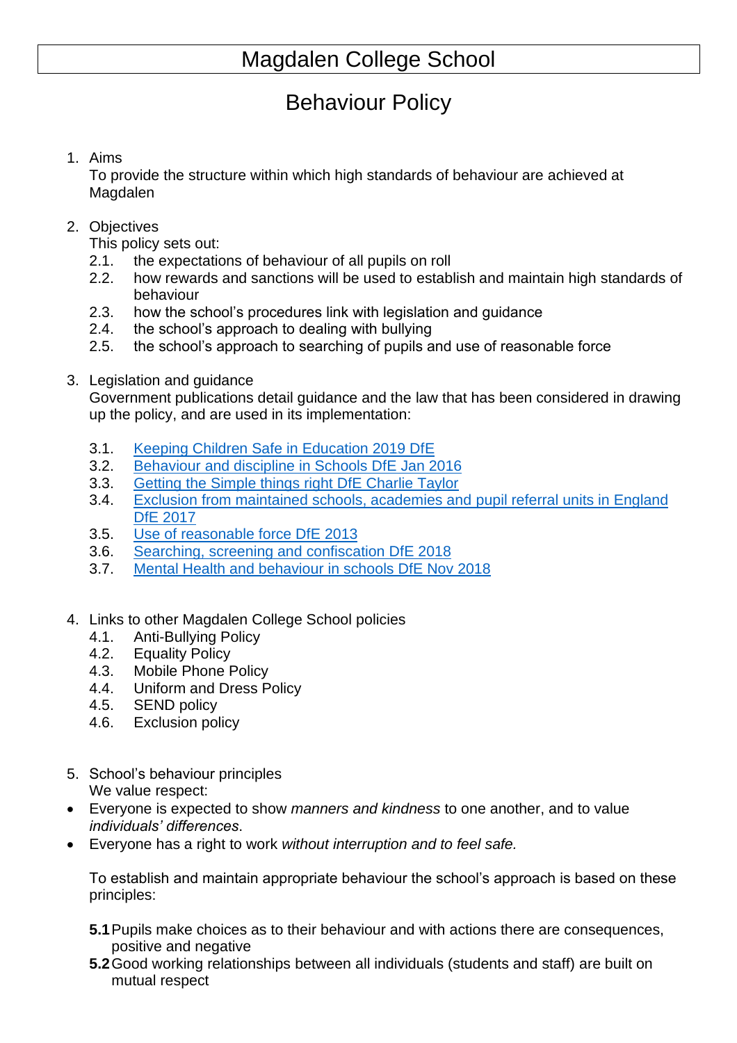# Magdalen College School

## Behaviour Policy

1. Aims
   To provide the structure within which high standards of behaviour are achieved at Magdalen

2. Objectives
   This policy sets out:
   2.1. the expectations of behaviour of all pupils on roll
   2.2. how rewards and sanctions will be used to establish and maintain high standards of behaviour
   2.3. how the school's procedures link with legislation and guidance
   2.4. the school's approach to dealing with bullying
   2.5. the school's approach to searching of pupils and use of reasonable force

3. Legislation and guidance
   Government publications detail guidance and the law that has been considered in drawing up the policy, and are used in its implementation:

   3.1. Keeping Children Safe in Education 2019 DfE
   3.2. Behaviour and discipline in Schools DfE Jan 2016
   3.3. Getting the Simple things right DfE Charlie Taylor
   3.4. Exclusion from maintained schools, academies and pupil referral units in England DfE 2017
   3.5. Use of reasonable force DfE 2013
   3.6. Searching, screening and confiscation DfE 2018
   3.7. Mental Health and behaviour in schools DfE Nov 2018

4. Links to other Magdalen College School policies
   4.1. Anti-Bullying Policy
   4.2. Equality Policy
   4.3. Mobile Phone Policy
   4.4. Uniform and Dress Policy
   4.5. SEND policy
   4.6. Exclusion policy

5. School's behaviour principles
   We value respect:

- Everyone is expected to show *manners and kindness* to one another, and to value *individuals' differences*.
- Everyone has a right to work *without interruption and to feel safe.*

To establish and maintain appropriate behaviour the school's approach is based on these principles:

**5.1** Pupils make choices as to their behaviour and with actions there are consequences, positive and negative

**5.2** Good working relationships between all individuals (students and staff) are built on mutual respect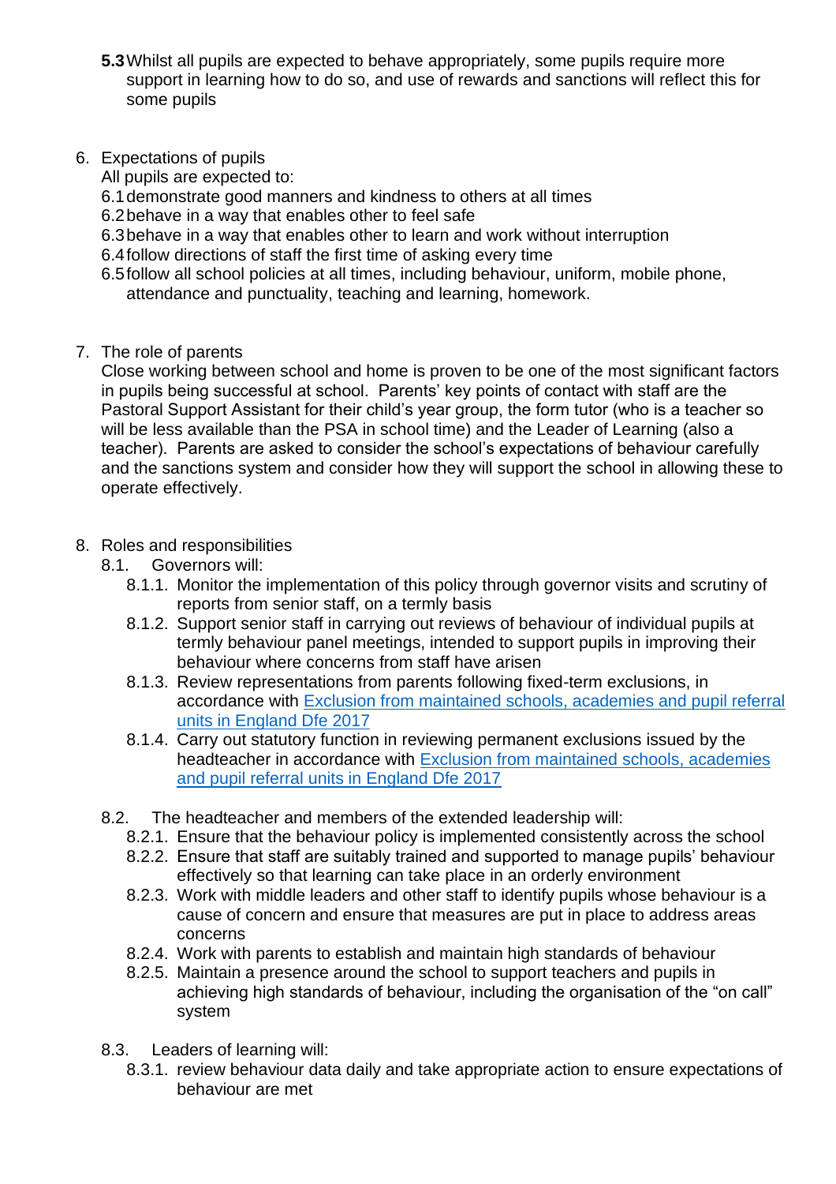**5.3** Whilst all pupils are expected to behave appropriately, some pupils require more support in learning how to do so, and use of rewards and sanctions will reflect this for some pupils

6. Expectations of pupils

   All pupils are expected to:

   6.1 demonstrate good manners and kindness to others at all times
   
   6.2 behave in a way that enables other to feel safe
   
   6.3 behave in a way that enables other to learn and work without interruption
   
   6.4 follow directions of staff the first time of asking every time
   
   6.5 follow all school policies at all times, including behaviour, uniform, mobile phone, attendance and punctuality, teaching and learning, homework.

7. The role of parents

   Close working between school and home is proven to be one of the most significant factors in pupils being successful at school. Parents' key points of contact with staff are the Pastoral Support Assistant for their child's year group, the form tutor (who is a teacher so will be less available than the PSA in school time) and the Leader of Learning (also a teacher). Parents are asked to consider the school's expectations of behaviour carefully and the sanctions system and consider how they will support the school in allowing these to operate effectively.

8. Roles and responsibilities

   8.1. Governors will:
   
   8.1.1. Monitor the implementation of this policy through governor visits and scrutiny of reports from senior staff, on a termly basis
   
   8.1.2. Support senior staff in carrying out reviews of behaviour of individual pupils at termly behaviour panel meetings, intended to support pupils in improving their behaviour where concerns from staff have arisen
   
   8.1.3. Review representations from parents following fixed-term exclusions, in accordance with [Exclusion from maintained schools, academies and pupil referral units in England Dfe 2017]
   
   8.1.4. Carry out statutory function in reviewing permanent exclusions issued by the headteacher in accordance with [Exclusion from maintained schools, academies and pupil referral units in England Dfe 2017]

   8.2. The headteacher and members of the extended leadership will:
   
   8.2.1. Ensure that the behaviour policy is implemented consistently across the school
   
   8.2.2. Ensure that staff are suitably trained and supported to manage pupils' behaviour effectively so that learning can take place in an orderly environment
   
   8.2.3. Work with middle leaders and other staff to identify pupils whose behaviour is a cause of concern and ensure that measures are put in place to address areas concerns
   
   8.2.4. Work with parents to establish and maintain high standards of behaviour
   
   8.2.5. Maintain a presence around the school to support teachers and pupils in achieving high standards of behaviour, including the organisation of the "on call" system

   8.3. Leaders of learning will:
   
   8.3.1. review behaviour data daily and take appropriate action to ensure expectations of behaviour are met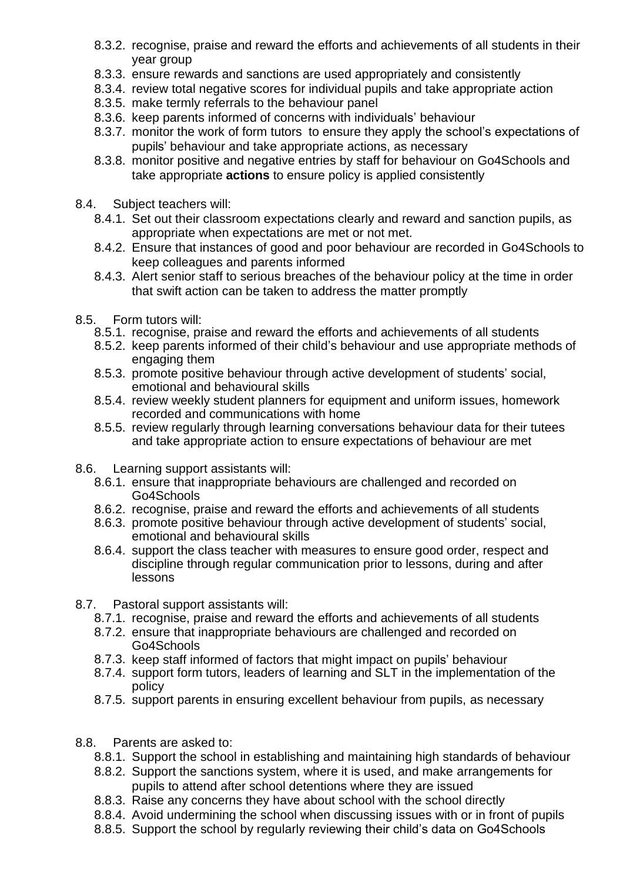- 8.3.2. recognise, praise and reward the efforts and achievements of all students in their year group
- 8.3.3. ensure rewards and sanctions are used appropriately and consistently
- 8.3.4. review total negative scores for individual pupils and take appropriate action
- 8.3.5. make termly referrals to the behaviour panel
- 8.3.6. keep parents informed of concerns with individuals' behaviour
- 8.3.7. monitor the work of form tutors to ensure they apply the school's expectations of pupils' behaviour and take appropriate actions, as necessary
- 8.3.8. monitor positive and negative entries by staff for behaviour on Go4Schools and take appropriate **actions** to ensure policy is applied consistently

8.4. Subject teachers will:

- 8.4.1. Set out their classroom expectations clearly and reward and sanction pupils, as appropriate when expectations are met or not met.
- 8.4.2. Ensure that instances of good and poor behaviour are recorded in Go4Schools to keep colleagues and parents informed
- 8.4.3. Alert senior staff to serious breaches of the behaviour policy at the time in order that swift action can be taken to address the matter promptly

8.5. Form tutors will:

- 8.5.1. recognise, praise and reward the efforts and achievements of all students
- 8.5.2. keep parents informed of their child's behaviour and use appropriate methods of engaging them
- 8.5.3. promote positive behaviour through active development of students' social, emotional and behavioural skills
- 8.5.4. review weekly student planners for equipment and uniform issues, homework recorded and communications with home
- 8.5.5. review regularly through learning conversations behaviour data for their tutees and take appropriate action to ensure expectations of behaviour are met

8.6. Learning support assistants will:

- 8.6.1. ensure that inappropriate behaviours are challenged and recorded on Go4Schools
- 8.6.2. recognise, praise and reward the efforts and achievements of all students
- 8.6.3. promote positive behaviour through active development of students' social, emotional and behavioural skills
- 8.6.4. support the class teacher with measures to ensure good order, respect and discipline through regular communication prior to lessons, during and after lessons

8.7. Pastoral support assistants will:

- 8.7.1. recognise, praise and reward the efforts and achievements of all students
- 8.7.2. ensure that inappropriate behaviours are challenged and recorded on Go4Schools
- 8.7.3. keep staff informed of factors that might impact on pupils' behaviour
- 8.7.4. support form tutors, leaders of learning and SLT in the implementation of the policy
- 8.7.5. support parents in ensuring excellent behaviour from pupils, as necessary

8.8. Parents are asked to:

- 8.8.1. Support the school in establishing and maintaining high standards of behaviour
- 8.8.2. Support the sanctions system, where it is used, and make arrangements for pupils to attend after school detentions where they are issued
- 8.8.3. Raise any concerns they have about school with the school directly
- 8.8.4. Avoid undermining the school when discussing issues with or in front of pupils
- 8.8.5. Support the school by regularly reviewing their child's data on Go4Schools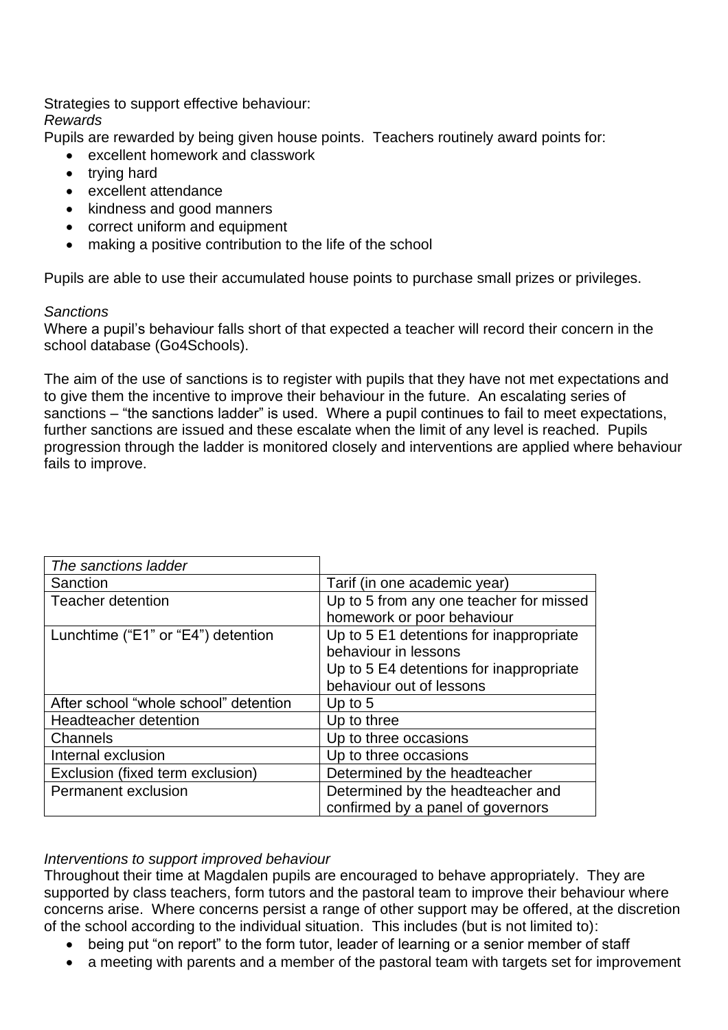Strategies to support effective behaviour:

*Rewards*

Pupils are rewarded by being given house points. Teachers routinely award points for:

- excellent homework and classwork
- trying hard
- excellent attendance
- kindness and good manners
- correct uniform and equipment
- making a positive contribution to the life of the school

Pupils are able to use their accumulated house points to purchase small prizes or privileges.

*Sanctions*

Where a pupil's behaviour falls short of that expected a teacher will record their concern in the school database (Go4Schools).

The aim of the use of sanctions is to register with pupils that they have not met expectations and to give them the incentive to improve their behaviour in the future. An escalating series of sanctions – "the sanctions ladder" is used. Where a pupil continues to fail to meet expectations, further sanctions are issued and these escalate when the limit of any level is reached. Pupils progression through the ladder is monitored closely and interventions are applied where behaviour fails to improve.

| *The sanctions ladder* | |
|---|---|
| Sanction | Tarif (in one academic year) |
| Teacher detention | Up to 5 from any one teacher for missed homework or poor behaviour |
| Lunchtime ("E1" or "E4") detention | Up to 5 E1 detentions for inappropriate behaviour in lessons<br>Up to 5 E4 detentions for inappropriate behaviour out of lessons |
| After school "whole school" detention | Up to 5 |
| Headteacher detention | Up to three |
| Channels | Up to three occasions |
| Internal exclusion | Up to three occasions |
| Exclusion (fixed term exclusion) | Determined by the headteacher |
| Permanent exclusion | Determined by the headteacher and confirmed by a panel of governors |

*Interventions to support improved behaviour*

Throughout their time at Magdalen pupils are encouraged to behave appropriately. They are supported by class teachers, form tutors and the pastoral team to improve their behaviour where concerns arise. Where concerns persist a range of other support may be offered, at the discretion of the school according to the individual situation. This includes (but is not limited to):

- being put "on report" to the form tutor, leader of learning or a senior member of staff
- a meeting with parents and a member of the pastoral team with targets set for improvement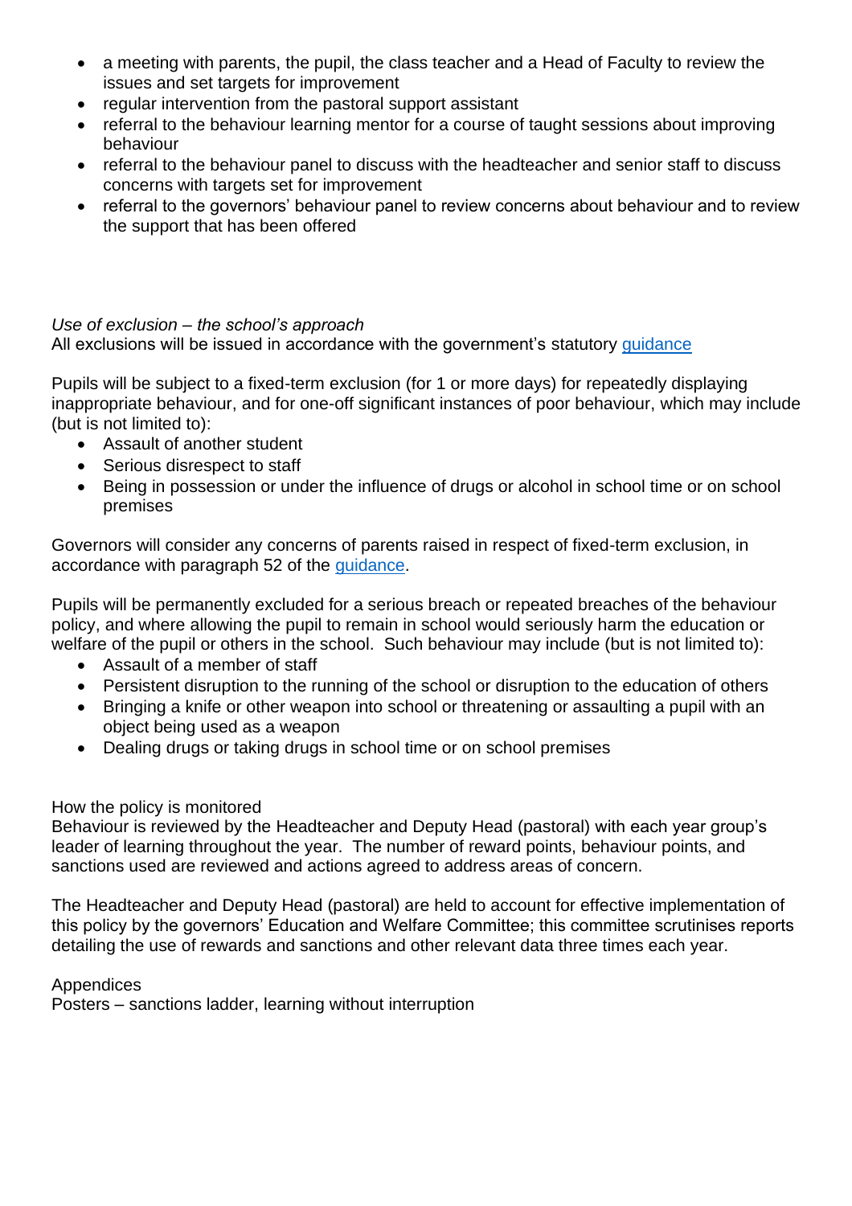- a meeting with parents, the pupil, the class teacher and a Head of Faculty to review the issues and set targets for improvement
- regular intervention from the pastoral support assistant
- referral to the behaviour learning mentor for a course of taught sessions about improving behaviour
- referral to the behaviour panel to discuss with the headteacher and senior staff to discuss concerns with targets set for improvement
- referral to the governors' behaviour panel to review concerns about behaviour and to review the support that has been offered

*Use of exclusion – the school's approach*

All exclusions will be issued in accordance with the government's statutory guidance

Pupils will be subject to a fixed-term exclusion (for 1 or more days) for repeatedly displaying inappropriate behaviour, and for one-off significant instances of poor behaviour, which may include (but is not limited to):

- Assault of another student
- Serious disrespect to staff
- Being in possession or under the influence of drugs or alcohol in school time or on school premises

Governors will consider any concerns of parents raised in respect of fixed-term exclusion, in accordance with paragraph 52 of the guidance.

Pupils will be permanently excluded for a serious breach or repeated breaches of the behaviour policy, and where allowing the pupil to remain in school would seriously harm the education or welfare of the pupil or others in the school. Such behaviour may include (but is not limited to):

- Assault of a member of staff
- Persistent disruption to the running of the school or disruption to the education of others
- Bringing a knife or other weapon into school or threatening or assaulting a pupil with an object being used as a weapon
- Dealing drugs or taking drugs in school time or on school premises

How the policy is monitored

Behaviour is reviewed by the Headteacher and Deputy Head (pastoral) with each year group's leader of learning throughout the year. The number of reward points, behaviour points, and sanctions used are reviewed and actions agreed to address areas of concern.

The Headteacher and Deputy Head (pastoral) are held to account for effective implementation of this policy by the governors' Education and Welfare Committee; this committee scrutinises reports detailing the use of rewards and sanctions and other relevant data three times each year.

Appendices

Posters – sanctions ladder, learning without interruption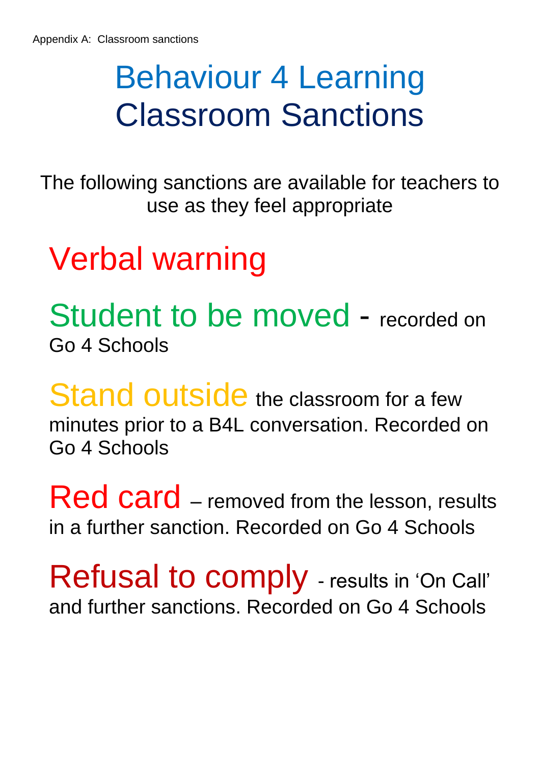Appendix A: Classroom sanctions

# Behaviour 4 Learning
# Classroom Sanctions

The following sanctions are available for teachers to use as they feel appropriate

## Verbal warning

**Student to be moved** - recorded on Go 4 Schools

**Stand outside** the classroom for a few minutes prior to a B4L conversation. Recorded on Go 4 Schools

**Red card** – removed from the lesson, results in a further sanction. Recorded on Go 4 Schools

**Refusal to comply** - results in 'On Call' and further sanctions. Recorded on Go 4 Schools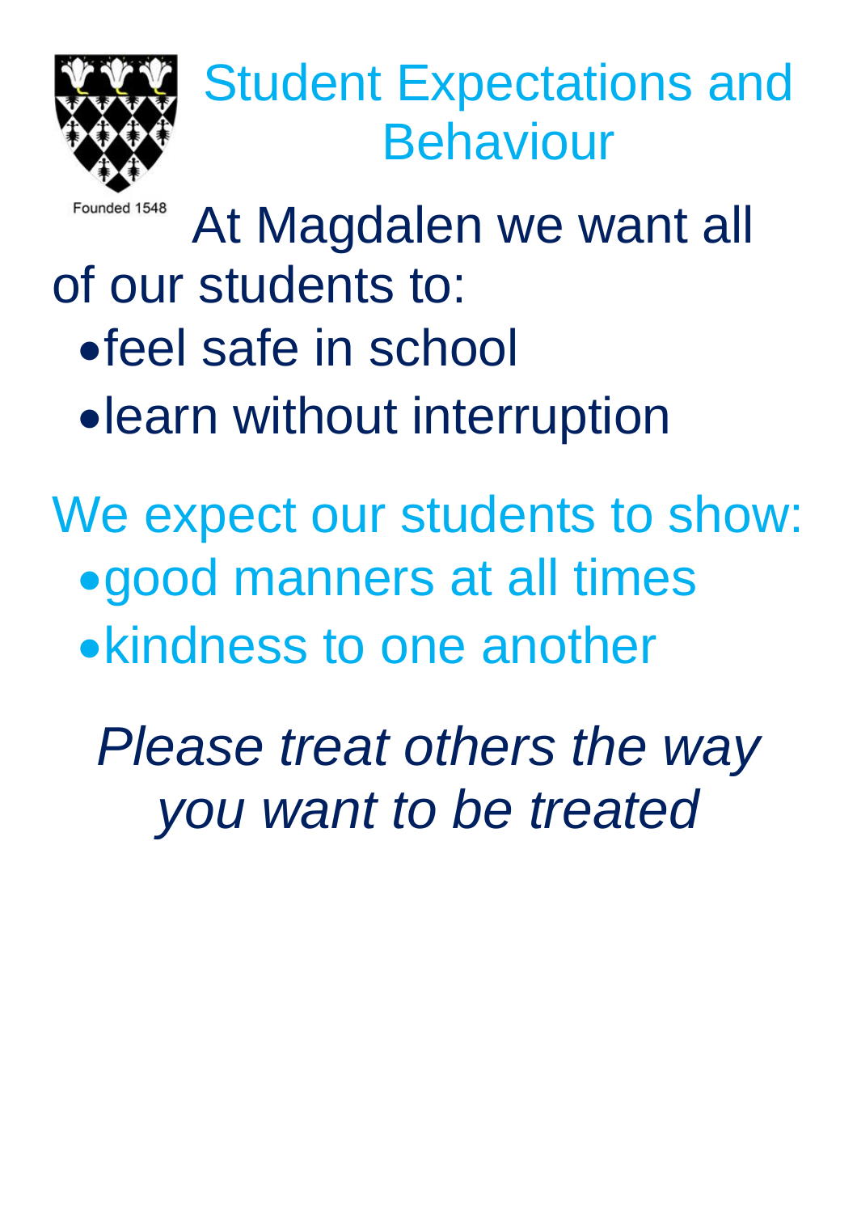# Student Expectations and Behaviour

Founded 1548

At Magdalen we want all of our students to:

- feel safe in school
- learn without interruption

We expect our students to show:

- good manners at all times
- kindness to one another

*Please treat others the way you want to be treated*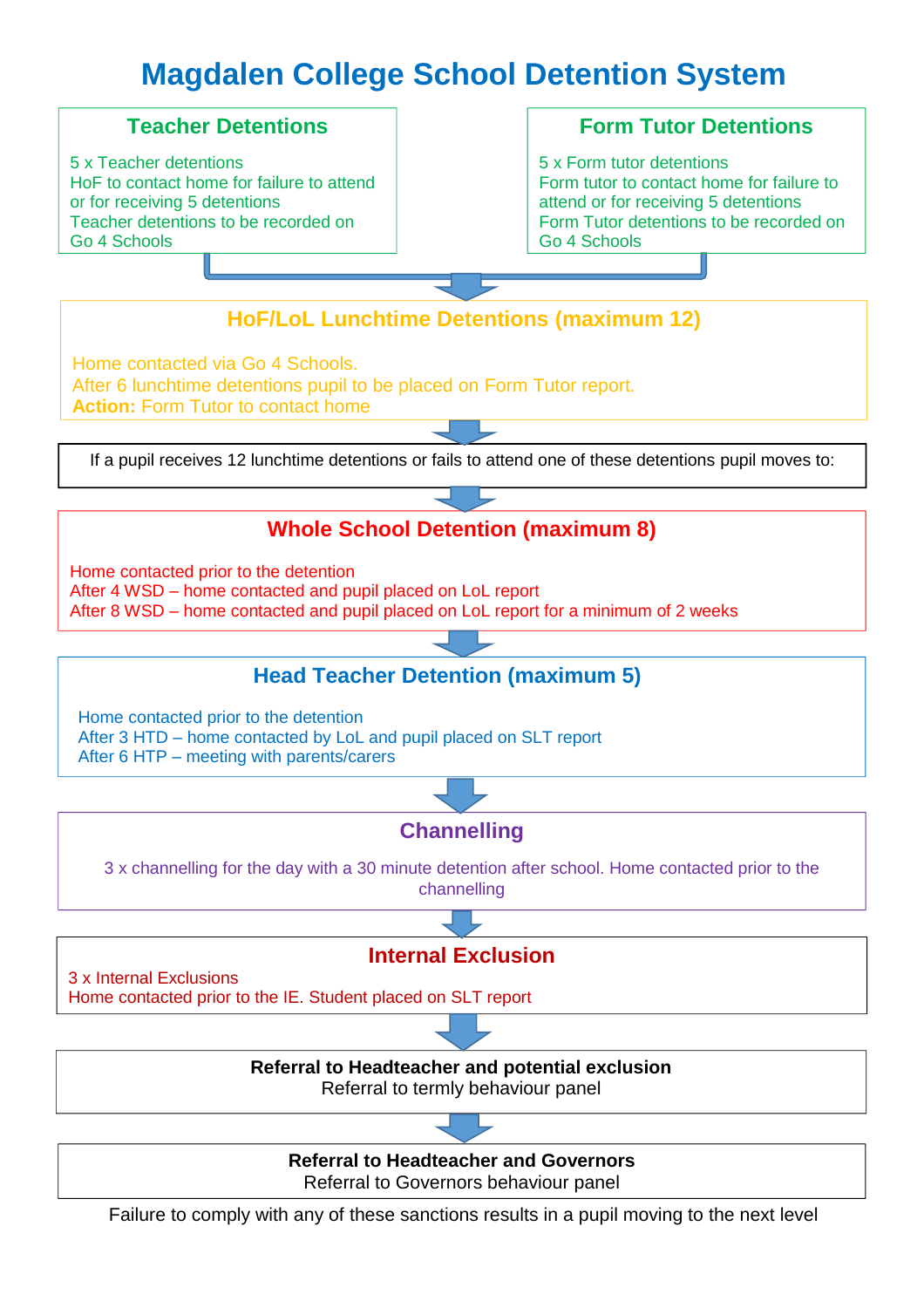# Magdalen College School Detention System

## Teacher Detentions

5 x Teacher detentions
HoF to contact home for failure to attend or for receiving 5 detentions
Teacher detentions to be recorded on Go 4 Schools

## Form Tutor Detentions

5 x Form tutor detentions
Form tutor to contact home for failure to attend or for receiving 5 detentions
Form Tutor detentions to be recorded on Go 4 Schools

## HoF/LoL Lunchtime Detentions (maximum 12)

Home contacted via Go 4 Schools.
After 6 lunchtime detentions pupil to be placed on Form Tutor report.
**Action:** Form Tutor to contact home

If a pupil receives 12 lunchtime detentions or fails to attend one of these detentions pupil moves to:

## Whole School Detention (maximum 8)

Home contacted prior to the detention
After 4 WSD – home contacted and pupil placed on LoL report
After 8 WSD – home contacted and pupil placed on LoL report for a minimum of 2 weeks

## Head Teacher Detention (maximum 5)

Home contacted prior to the detention
After 3 HTD – home contacted by LoL and pupil placed on SLT report
After 6 HTP – meeting with parents/carers

## Channelling

3 x channelling for the day with a 30 minute detention after school. Home contacted prior to the channelling

## Internal Exclusion

3 x Internal Exclusions
Home contacted prior to the IE. Student placed on SLT report

**Referral to Headteacher and potential exclusion**
Referral to termly behaviour panel

**Referral to Headteacher and Governors**
Referral to Governors behaviour panel

Failure to comply with any of these sanctions results in a pupil moving to the next level